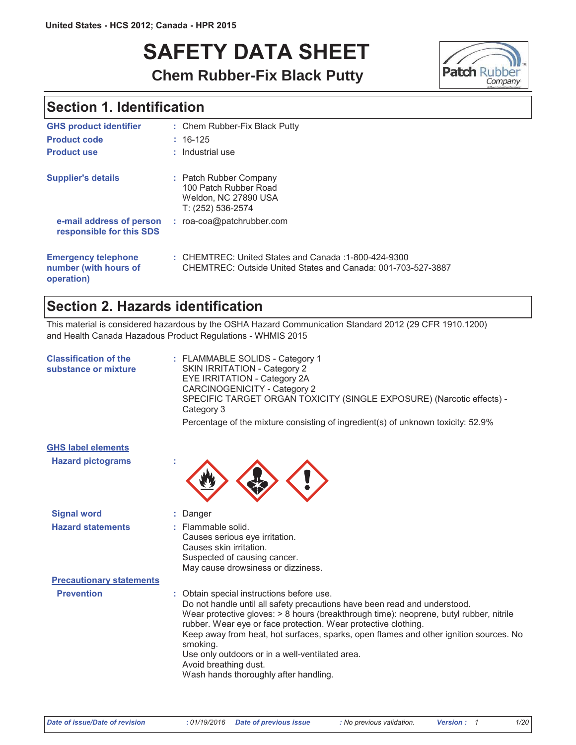United States - HCS 2012; Canada - HPR 2015

# SAFETY DATA SHEET

## Chem Rubber-Fix Black Putty

## Section 1. Identification

**GHS product identifier** : Chem Rubber-Fix Black Putty

**Product code** : 16-125

**Product use** : Industrial use

**Supplier's details** : Patch Rubber Company
100 Patch Rubber Road
Weldon, NC 27890 USA
T: (252) 536-2574

**e-mail address of person responsible for this SDS** : roa-coa@patchrubber.com

**Emergency telephone number (with hours of operation)** : CHEMTREC: United States and Canada :1-800-424-9300
CHEMTREC: Outside United States and Canada: 001-703-527-3887

## Section 2. Hazards identification

This material is considered hazardous by the OSHA Hazard Communication Standard 2012 (29 CFR 1910.1200) and Health Canada Hazardous Product Regulations - WHMIS 2015

**Classification of the substance or mixture** : FLAMMABLE SOLIDS - Category 1
SKIN IRRITATION - Category 2
EYE IRRITATION - Category 2A
CARCINOGENICITY - Category 2
SPECIFIC TARGET ORGAN TOXICITY (SINGLE EXPOSURE) (Narcotic effects) - Category 3

Percentage of the mixture consisting of ingredient(s) of unknown toxicity: 52.9%

**GHS label elements**

**Hazard pictograms** :

**Signal word** : Danger

**Hazard statements** : Flammable solid.
Causes serious eye irritation.
Causes skin irritation.
Suspected of causing cancer.
May cause drowsiness or dizziness.

**Precautionary statements**

**Prevention** : Obtain special instructions before use.
Do not handle until all safety precautions have been read and understood.
Wear protective gloves: > 8 hours (breakthrough time): neoprene, butyl rubber, nitrile rubber. Wear eye or face protection. Wear protective clothing.
Keep away from heat, hot surfaces, sparks, open flames and other ignition sources. No smoking.
Use only outdoors or in a well-ventilated area.
Avoid breathing dust.
Wash hands thoroughly after handling.

*Date of issue/Date of revision* : 01/19/2016 *Date of previous issue* : No previous validation. *Version* : 1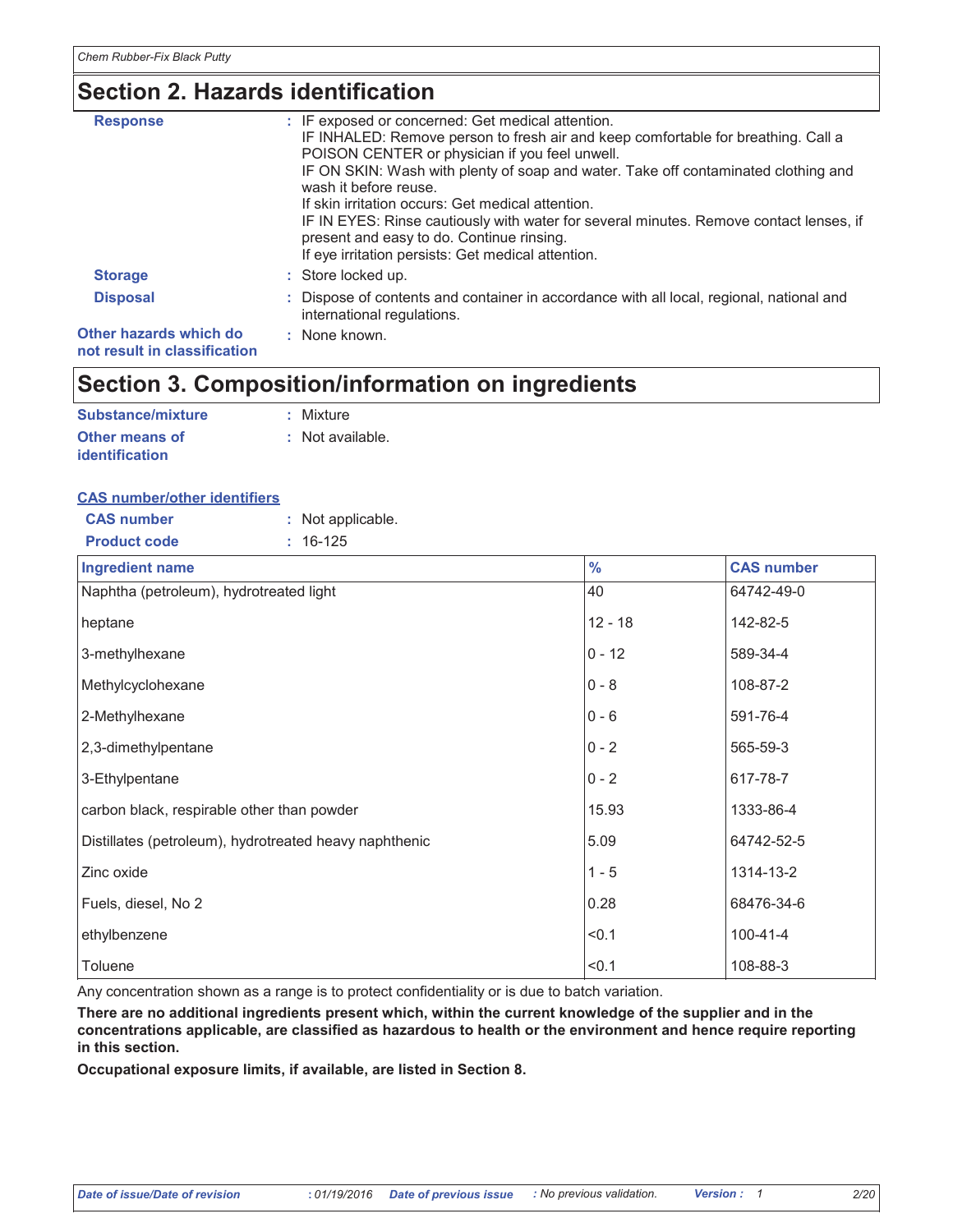## Section 2. Hazards identification

**Response** : IF exposed or concerned: Get medical attention.
IF INHALED: Remove person to fresh air and keep comfortable for breathing. Call a POISON CENTER or physician if you feel unwell.
IF ON SKIN: Wash with plenty of soap and water. Take off contaminated clothing and wash it before reuse.
If skin irritation occurs: Get medical attention.
IF IN EYES: Rinse cautiously with water for several minutes. Remove contact lenses, if present and easy to do. Continue rinsing.
If eye irritation persists: Get medical attention.

**Storage** : Store locked up.

**Disposal** : Dispose of contents and container in accordance with all local, regional, national and international regulations.

**Other hazards which do not result in classification** : None known.

## Section 3. Composition/information on ingredients

**Substance/mixture** : Mixture

**Other means of identification** : Not available.

**CAS number/other identifiers**

**CAS number** : Not applicable.

**Product code** : 16-125

| Ingredient name | % | CAS number |
|---|---|---|
| Naphtha (petroleum), hydrotreated light | 40 | 64742-49-0 |
| heptane | 12 - 18 | 142-82-5 |
| 3-methylhexane | 0 - 12 | 589-34-4 |
| Methylcyclohexane | 0 - 8 | 108-87-2 |
| 2-Methylhexane | 0 - 6 | 591-76-4 |
| 2,3-dimethylpentane | 0 - 2 | 565-59-3 |
| 3-Ethylpentane | 0 - 2 | 617-78-7 |
| carbon black, respirable other than powder | 15.93 | 1333-86-4 |
| Distillates (petroleum), hydrotreated heavy naphthenic | 5.09 | 64742-52-5 |
| Zinc oxide | 1 - 5 | 1314-13-2 |
| Fuels, diesel, No 2 | 0.28 | 68476-34-6 |
| ethylbenzene | <0.1 | 100-41-4 |
| Toluene | <0.1 | 108-88-3 |

Any concentration shown as a range is to protect confidentiality or is due to batch variation.

**There are no additional ingredients present which, within the current knowledge of the supplier and in the concentrations applicable, are classified as hazardous to health or the environment and hence require reporting in this section.**

**Occupational exposure limits, if available, are listed in Section 8.**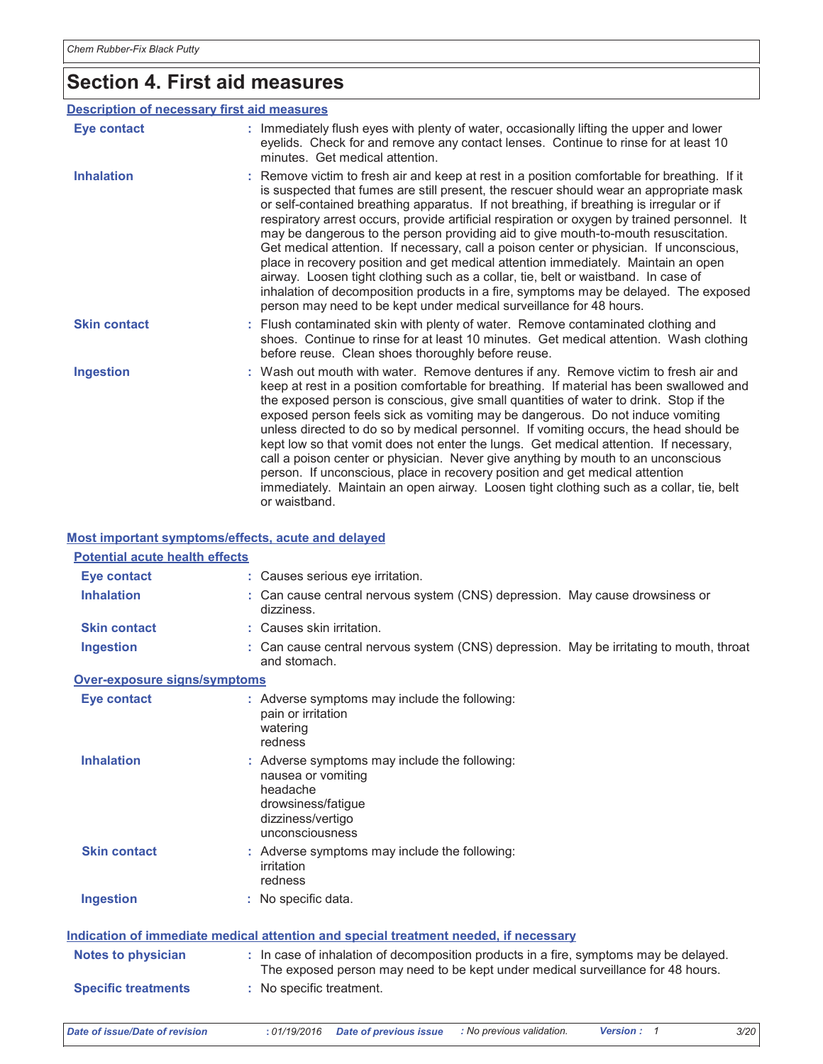# Section 4. First aid measures

## Description of necessary first aid measures

| | |
|---|---|
| **Eye contact** | Immediately flush eyes with plenty of water, occasionally lifting the upper and lower eyelids. Check for and remove any contact lenses. Continue to rinse for at least 10 minutes. Get medical attention. |
| **Inhalation** | Remove victim to fresh air and keep at rest in a position comfortable for breathing. If it is suspected that fumes are still present, the rescuer should wear an appropriate mask or self-contained breathing apparatus. If not breathing, if breathing is irregular or if respiratory arrest occurs, provide artificial respiration or oxygen by trained personnel. It may be dangerous to the person providing aid to give mouth-to-mouth resuscitation. Get medical attention. If necessary, call a poison center or physician. If unconscious, place in recovery position and get medical attention immediately. Maintain an open airway. Loosen tight clothing such as a collar, tie, belt or waistband. In case of inhalation of decomposition products in a fire, symptoms may be delayed. The exposed person may need to be kept under medical surveillance for 48 hours. |
| **Skin contact** | Flush contaminated skin with plenty of water. Remove contaminated clothing and shoes. Continue to rinse for at least 10 minutes. Get medical attention. Wash clothing before reuse. Clean shoes thoroughly before reuse. |
| **Ingestion** | Wash out mouth with water. Remove dentures if any. Remove victim to fresh air and keep at rest in a position comfortable for breathing. If material has been swallowed and the exposed person is conscious, give small quantities of water to drink. Stop if the exposed person feels sick as vomiting may be dangerous. Do not induce vomiting unless directed to do so by medical personnel. If vomiting occurs, the head should be kept low so that vomit does not enter the lungs. Get medical attention. If necessary, call a poison center or physician. Never give anything by mouth to an unconscious person. If unconscious, place in recovery position and get medical attention immediately. Maintain an open airway. Loosen tight clothing such as a collar, tie, belt or waistband. |

## Most important symptoms/effects, acute and delayed

### Potential acute health effects

| | |
|---|---|
| **Eye contact** | Causes serious eye irritation. |
| **Inhalation** | Can cause central nervous system (CNS) depression. May cause drowsiness or dizziness. |
| **Skin contact** | Causes skin irritation. |
| **Ingestion** | Can cause central nervous system (CNS) depression. May be irritating to mouth, throat and stomach. |

### Over-exposure signs/symptoms

| | |
|---|---|
| **Eye contact** | Adverse symptoms may include the following:<br>pain or irritation<br>watering<br>redness |
| **Inhalation** | Adverse symptoms may include the following:<br>nausea or vomiting<br>headache<br>drowsiness/fatigue<br>dizziness/vertigo<br>unconsciousness |
| **Skin contact** | Adverse symptoms may include the following:<br>irritation<br>redness |
| **Ingestion** | No specific data. |

## Indication of immediate medical attention and special treatment needed, if necessary

| | |
|---|---|
| **Notes to physician** | In case of inhalation of decomposition products in a fire, symptoms may be delayed. The exposed person may need to be kept under medical surveillance for 48 hours. |
| **Specific treatments** | No specific treatment. |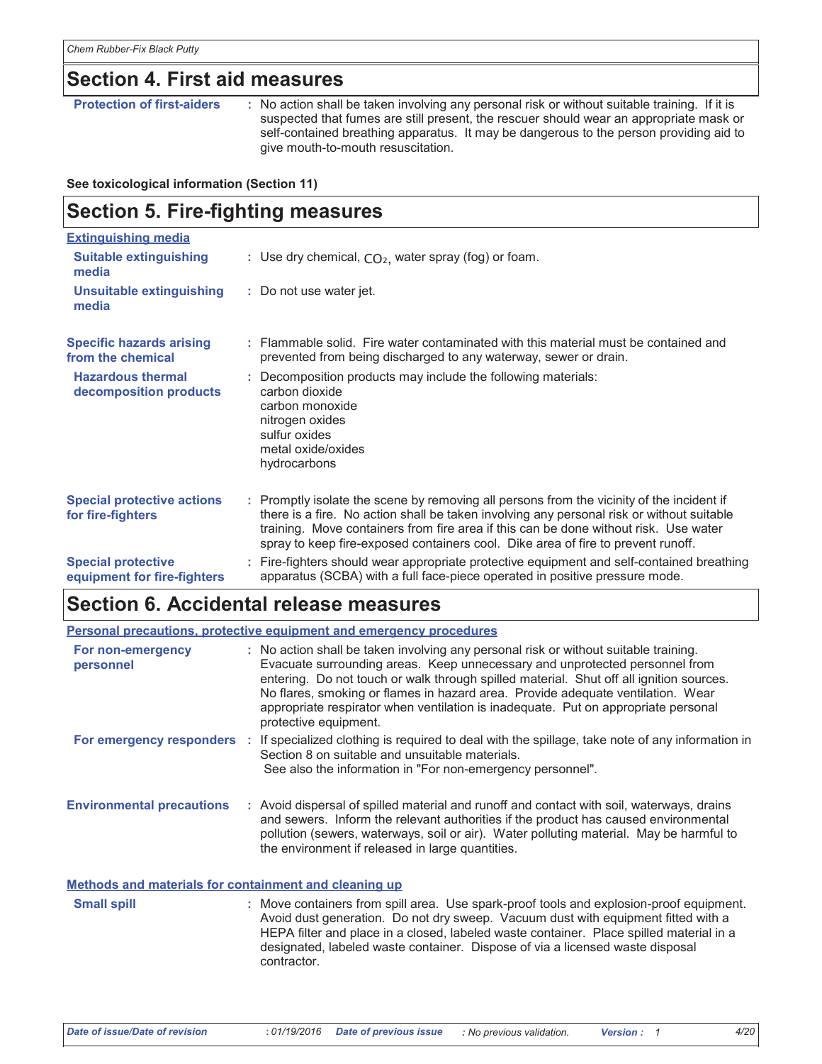## Section 4. First aid measures

**Protection of first-aiders** : No action shall be taken involving any personal risk or without suitable training. If it is suspected that fumes are still present, the rescuer should wear an appropriate mask or self-contained breathing apparatus. It may be dangerous to the person providing aid to give mouth-to-mouth resuscitation.

**See toxicological information (Section 11)**

## Section 5. Fire-fighting measures

**Extinguishing media**

**Suitable extinguishing media** : Use dry chemical, $CO_2$, water spray (fog) or foam.

**Unsuitable extinguishing media** : Do not use water jet.

**Specific hazards arising from the chemical** : Flammable solid. Fire water contaminated with this material must be contained and prevented from being discharged to any waterway, sewer or drain.

**Hazardous thermal decomposition products** : Decomposition products may include the following materials:
carbon dioxide
carbon monoxide
nitrogen oxides
sulfur oxides
metal oxide/oxides
hydrocarbons

**Special protective actions for fire-fighters** : Promptly isolate the scene by removing all persons from the vicinity of the incident if there is a fire. No action shall be taken involving any personal risk or without suitable training. Move containers from fire area if this can be done without risk. Use water spray to keep fire-exposed containers cool. Dike area of fire to prevent runoff.

**Special protective equipment for fire-fighters** : Fire-fighters should wear appropriate protective equipment and self-contained breathing apparatus (SCBA) with a full face-piece operated in positive pressure mode.

## Section 6. Accidental release measures

**Personal precautions, protective equipment and emergency procedures**

**For non-emergency personnel** : No action shall be taken involving any personal risk or without suitable training. Evacuate surrounding areas. Keep unnecessary and unprotected personnel from entering. Do not touch or walk through spilled material. Shut off all ignition sources. No flares, smoking or flames in hazard area. Provide adequate ventilation. Wear appropriate respirator when ventilation is inadequate. Put on appropriate personal protective equipment.

**For emergency responders** : If specialized clothing is required to deal with the spillage, take note of any information in Section 8 on suitable and unsuitable materials.
See also the information in "For non-emergency personnel".

**Environmental precautions** : Avoid dispersal of spilled material and runoff and contact with soil, waterways, drains and sewers. Inform the relevant authorities if the product has caused environmental pollution (sewers, waterways, soil or air). Water polluting material. May be harmful to the environment if released in large quantities.

**Methods and materials for containment and cleaning up**

**Small spill** : Move containers from spill area. Use spark-proof tools and explosion-proof equipment. Avoid dust generation. Do not dry sweep. Vacuum dust with equipment fitted with a HEPA filter and place in a closed, labeled waste container. Place spilled material in a designated, labeled waste container. Dispose of via a licensed waste disposal contractor.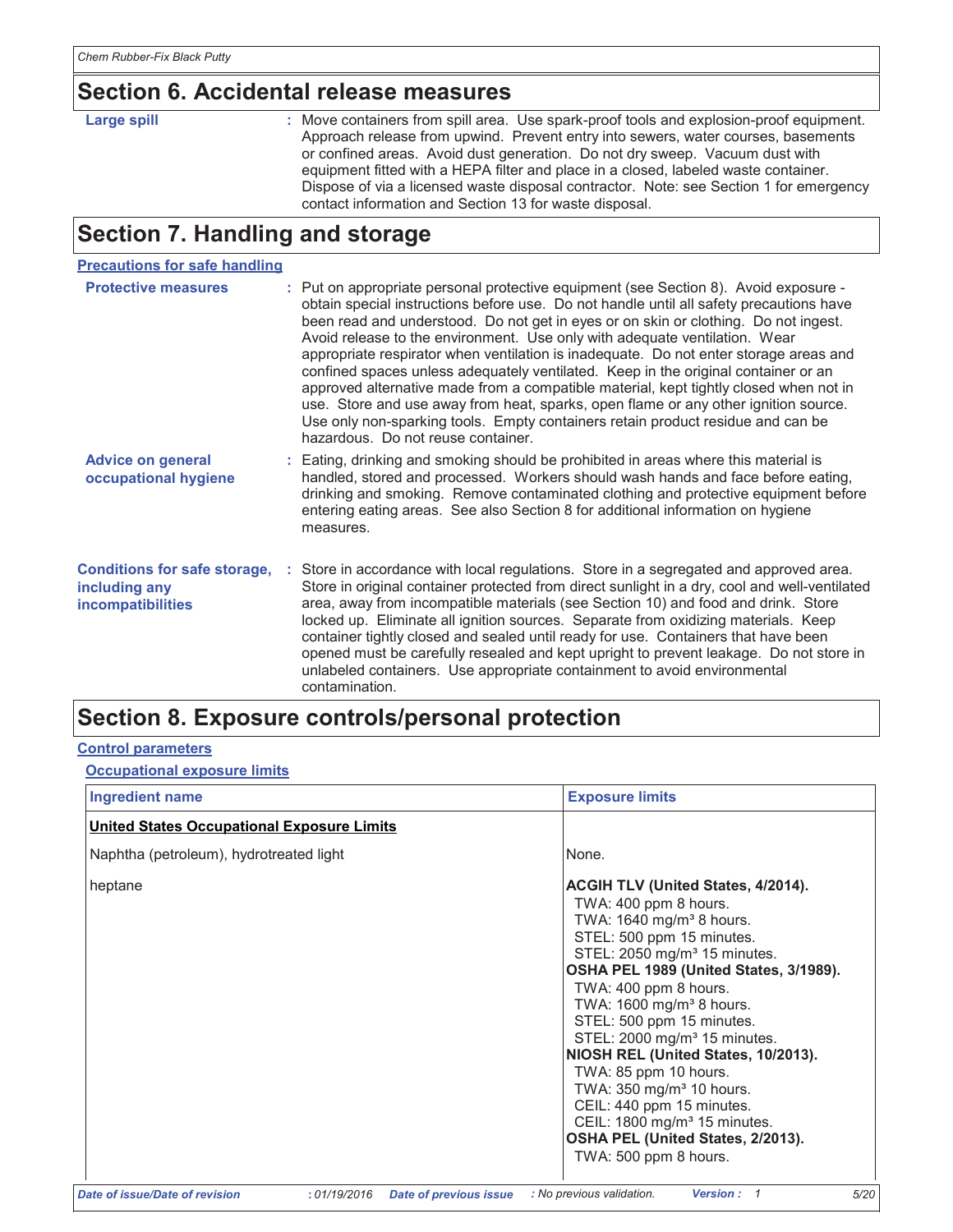## Section 6. Accidental release measures

**Large spill** : Move containers from spill area. Use spark-proof tools and explosion-proof equipment. Approach release from upwind. Prevent entry into sewers, water courses, basements or confined areas. Avoid dust generation. Do not dry sweep. Vacuum dust with equipment fitted with a HEPA filter and place in a closed, labeled waste container. Dispose of via a licensed waste disposal contractor. Note: see Section 1 for emergency contact information and Section 13 for waste disposal.

## Section 7. Handling and storage

**Precautions for safe handling**

**Protective measures** : Put on appropriate personal protective equipment (see Section 8). Avoid exposure - obtain special instructions before use. Do not handle until all safety precautions have been read and understood. Do not get in eyes or on skin or clothing. Do not ingest. Avoid release to the environment. Use only with adequate ventilation. Wear appropriate respirator when ventilation is inadequate. Do not enter storage areas and confined spaces unless adequately ventilated. Keep in the original container or an approved alternative made from a compatible material, kept tightly closed when not in use. Store and use away from heat, sparks, open flame or any other ignition source. Use only non-sparking tools. Empty containers retain product residue and can be hazardous. Do not reuse container.

**Advice on general occupational hygiene** : Eating, drinking and smoking should be prohibited in areas where this material is handled, stored and processed. Workers should wash hands and face before eating, drinking and smoking. Remove contaminated clothing and protective equipment before entering eating areas. See also Section 8 for additional information on hygiene measures.

**Conditions for safe storage, including any incompatibilities** : Store in accordance with local regulations. Store in a segregated and approved area. Store in original container protected from direct sunlight in a dry, cool and well-ventilated area, away from incompatible materials (see Section 10) and food and drink. Store locked up. Eliminate all ignition sources. Separate from oxidizing materials. Keep container tightly closed and sealed until ready for use. Containers that have been opened must be carefully resealed and kept upright to prevent leakage. Do not store in unlabeled containers. Use appropriate containment to avoid environmental contamination.

## Section 8. Exposure controls/personal protection

**Control parameters**

**Occupational exposure limits**

| Ingredient name | Exposure limits |
|---|---|
| **United States Occupational Exposure Limits** | |
| Naphtha (petroleum), hydrotreated light | None. |
| heptane | **ACGIH TLV (United States, 4/2014).**<br>TWA: 400 ppm 8 hours.<br>TWA: 1640 mg/m³ 8 hours.<br>STEL: 500 ppm 15 minutes.<br>STEL: 2050 mg/m³ 15 minutes.<br>**OSHA PEL 1989 (United States, 3/1989).**<br>TWA: 400 ppm 8 hours.<br>TWA: 1600 mg/m³ 8 hours.<br>STEL: 500 ppm 15 minutes.<br>STEL: 2000 mg/m³ 15 minutes.<br>**NIOSH REL (United States, 10/2013).**<br>TWA: 85 ppm 10 hours.<br>TWA: 350 mg/m³ 10 hours.<br>CEIL: 440 ppm 15 minutes.<br>CEIL: 1800 mg/m³ 15 minutes.<br>**OSHA PEL (United States, 2/2013).**<br>TWA: 500 ppm 8 hours. |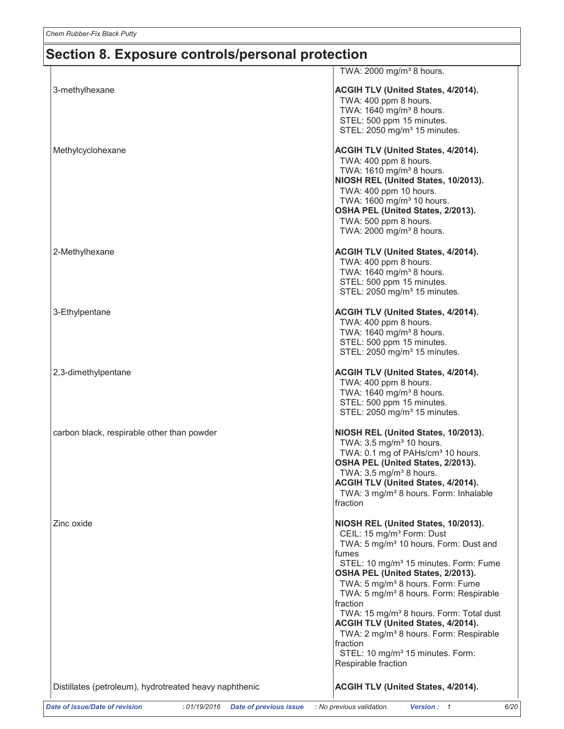## Section 8. Exposure controls/personal protection

| | |
|---|---|
| | TWA: 2000 mg/m³ 8 hours. |
| 3-methylhexane | **ACGIH TLV (United States, 4/2014).**<br>TWA: 400 ppm 8 hours.<br>TWA: 1640 mg/m³ 8 hours.<br>STEL: 500 ppm 15 minutes.<br>STEL: 2050 mg/m³ 15 minutes. |
| Methylcyclohexane | **ACGIH TLV (United States, 4/2014).**<br>TWA: 400 ppm 8 hours.<br>TWA: 1610 mg/m³ 8 hours.<br>**NIOSH REL (United States, 10/2013).**<br>TWA: 400 ppm 10 hours.<br>TWA: 1600 mg/m³ 10 hours.<br>**OSHA PEL (United States, 2/2013).**<br>TWA: 500 ppm 8 hours.<br>TWA: 2000 mg/m³ 8 hours. |
| 2-Methylhexane | **ACGIH TLV (United States, 4/2014).**<br>TWA: 400 ppm 8 hours.<br>TWA: 1640 mg/m³ 8 hours.<br>STEL: 500 ppm 15 minutes.<br>STEL: 2050 mg/m³ 15 minutes. |
| 3-Ethylpentane | **ACGIH TLV (United States, 4/2014).**<br>TWA: 400 ppm 8 hours.<br>TWA: 1640 mg/m³ 8 hours.<br>STEL: 500 ppm 15 minutes.<br>STEL: 2050 mg/m³ 15 minutes. |
| 2,3-dimethylpentane | **ACGIH TLV (United States, 4/2014).**<br>TWA: 400 ppm 8 hours.<br>TWA: 1640 mg/m³ 8 hours.<br>STEL: 500 ppm 15 minutes.<br>STEL: 2050 mg/m³ 15 minutes. |
| carbon black, respirable other than powder | **NIOSH REL (United States, 10/2013).**<br>TWA: 3.5 mg/m³ 10 hours.<br>TWA: 0.1 mg of PAHs/cm³ 10 hours.<br>**OSHA PEL (United States, 2/2013).**<br>TWA: 3.5 mg/m³ 8 hours.<br>**ACGIH TLV (United States, 4/2014).**<br>TWA: 3 mg/m³ 8 hours. Form: Inhalable fraction |
| Zinc oxide | **NIOSH REL (United States, 10/2013).**<br>CEIL: 15 mg/m³ Form: Dust<br>TWA: 5 mg/m³ 10 hours. Form: Dust and fumes<br>STEL: 10 mg/m³ 15 minutes. Form: Fume<br>**OSHA PEL (United States, 2/2013).**<br>TWA: 5 mg/m³ 8 hours. Form: Fume<br>TWA: 5 mg/m³ 8 hours. Form: Respirable fraction<br>TWA: 15 mg/m³ 8 hours. Form: Total dust<br>**ACGIH TLV (United States, 4/2014).**<br>TWA: 2 mg/m³ 8 hours. Form: Respirable fraction<br>STEL: 10 mg/m³ 15 minutes. Form: Respirable fraction |
| Distillates (petroleum), hydrotreated heavy naphthenic | **ACGIH TLV (United States, 4/2014).** |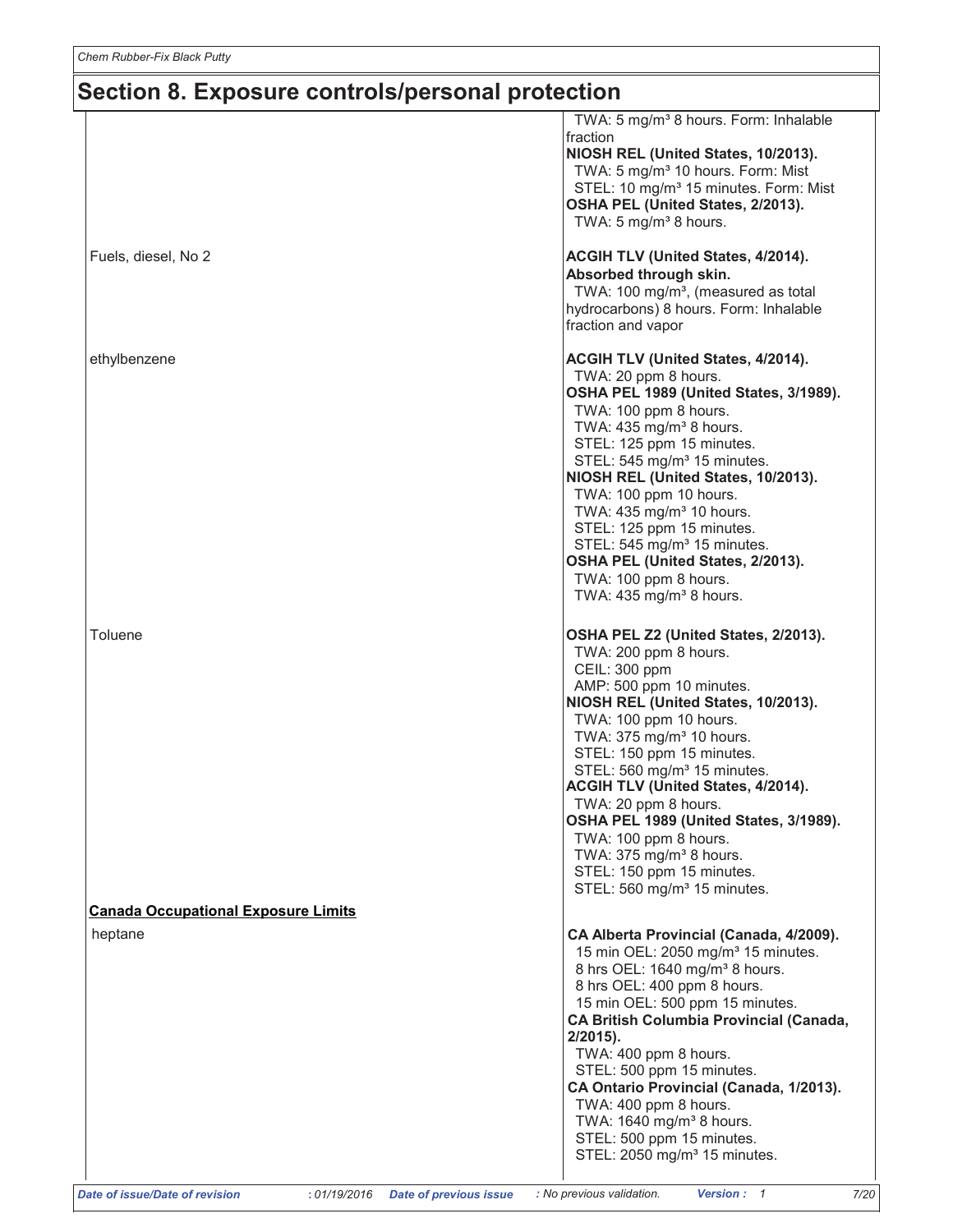## Section 8. Exposure controls/personal protection

| | |
|---|---|
| | TWA: 5 mg/m³ 8 hours. Form: Inhalable fraction<br>**NIOSH REL (United States, 10/2013).**<br>TWA: 5 mg/m³ 10 hours. Form: Mist<br>STEL: 10 mg/m³ 15 minutes. Form: Mist<br>**OSHA PEL (United States, 2/2013).**<br>TWA: 5 mg/m³ 8 hours. |
| Fuels, diesel, No 2 | **ACGIH TLV (United States, 4/2014).**<br>**Absorbed through skin.**<br>TWA: 100 mg/m³, (measured as total hydrocarbons) 8 hours. Form: Inhalable fraction and vapor |
| ethylbenzene | **ACGIH TLV (United States, 4/2014).**<br>TWA: 20 ppm 8 hours.<br>**OSHA PEL 1989 (United States, 3/1989).**<br>TWA: 100 ppm 8 hours.<br>TWA: 435 mg/m³ 8 hours.<br>STEL: 125 ppm 15 minutes.<br>STEL: 545 mg/m³ 15 minutes.<br>**NIOSH REL (United States, 10/2013).**<br>TWA: 100 ppm 10 hours.<br>TWA: 435 mg/m³ 10 hours.<br>STEL: 125 ppm 15 minutes.<br>STEL: 545 mg/m³ 15 minutes.<br>**OSHA PEL (United States, 2/2013).**<br>TWA: 100 ppm 8 hours.<br>TWA: 435 mg/m³ 8 hours. |
| Toluene | **OSHA PEL Z2 (United States, 2/2013).**<br>TWA: 200 ppm 8 hours.<br>CEIL: 300 ppm<br>AMP: 500 ppm 10 minutes.<br>**NIOSH REL (United States, 10/2013).**<br>TWA: 100 ppm 10 hours.<br>TWA: 375 mg/m³ 10 hours.<br>STEL: 150 ppm 15 minutes.<br>STEL: 560 mg/m³ 15 minutes.<br>**ACGIH TLV (United States, 4/2014).**<br>TWA: 20 ppm 8 hours.<br>**OSHA PEL 1989 (United States, 3/1989).**<br>TWA: 100 ppm 8 hours.<br>TWA: 375 mg/m³ 8 hours.<br>STEL: 150 ppm 15 minutes.<br>STEL: 560 mg/m³ 15 minutes. |

**Canada Occupational Exposure Limits**

| | |
|---|---|
| heptane | **CA Alberta Provincial (Canada, 4/2009).**<br>15 min OEL: 2050 mg/m³ 15 minutes.<br>8 hrs OEL: 1640 mg/m³ 8 hours.<br>8 hrs OEL: 400 ppm 8 hours.<br>15 min OEL: 500 ppm 15 minutes.<br>**CA British Columbia Provincial (Canada, 2/2015).**<br>TWA: 400 ppm 8 hours.<br>STEL: 500 ppm 15 minutes.<br>**CA Ontario Provincial (Canada, 1/2013).**<br>TWA: 400 ppm 8 hours.<br>TWA: 1640 mg/m³ 8 hours.<br>STEL: 500 ppm 15 minutes.<br>STEL: 2050 mg/m³ 15 minutes. |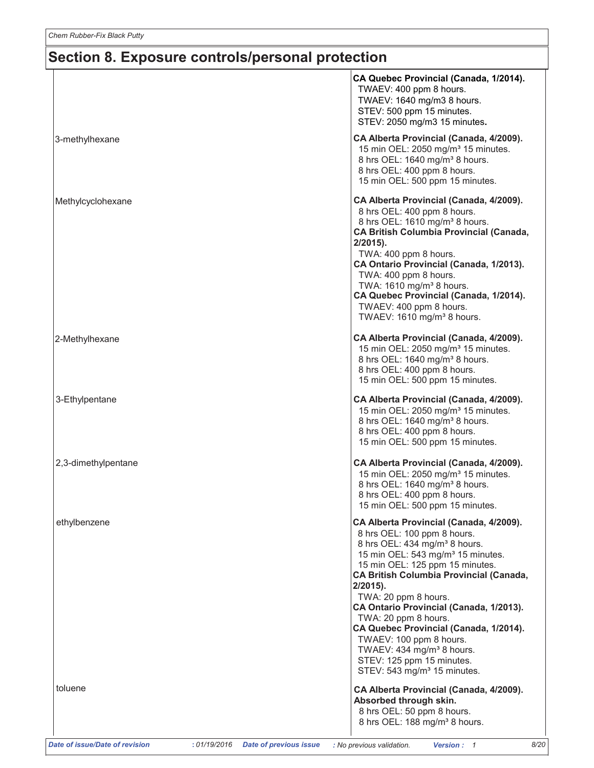## Section 8. Exposure controls/personal protection

| | |
|---|---|
| | **CA Quebec Provincial (Canada, 1/2014).**<br>TWAEV: 400 ppm 8 hours.<br>TWAEV: 1640 mg/m3 8 hours.<br>STEV: 500 ppm 15 minutes.<br>STEV: 2050 mg/m3 15 minutes. |
| 3-methylhexane | **CA Alberta Provincial (Canada, 4/2009).**<br>15 min OEL: 2050 mg/m³ 15 minutes.<br>8 hrs OEL: 1640 mg/m³ 8 hours.<br>8 hrs OEL: 400 ppm 8 hours.<br>15 min OEL: 500 ppm 15 minutes. |
| Methylcyclohexane | **CA Alberta Provincial (Canada, 4/2009).**<br>8 hrs OEL: 400 ppm 8 hours.<br>8 hrs OEL: 1610 mg/m³ 8 hours.<br>**CA British Columbia Provincial (Canada, 2/2015).**<br>TWA: 400 ppm 8 hours.<br>**CA Ontario Provincial (Canada, 1/2013).**<br>TWA: 400 ppm 8 hours.<br>TWA: 1610 mg/m³ 8 hours.<br>**CA Quebec Provincial (Canada, 1/2014).**<br>TWAEV: 400 ppm 8 hours.<br>TWAEV: 1610 mg/m³ 8 hours. |
| 2-Methylhexane | **CA Alberta Provincial (Canada, 4/2009).**<br>15 min OEL: 2050 mg/m³ 15 minutes.<br>8 hrs OEL: 1640 mg/m³ 8 hours.<br>8 hrs OEL: 400 ppm 8 hours.<br>15 min OEL: 500 ppm 15 minutes. |
| 3-Ethylpentane | **CA Alberta Provincial (Canada, 4/2009).**<br>15 min OEL: 2050 mg/m³ 15 minutes.<br>8 hrs OEL: 1640 mg/m³ 8 hours.<br>8 hrs OEL: 400 ppm 8 hours.<br>15 min OEL: 500 ppm 15 minutes. |
| 2,3-dimethylpentane | **CA Alberta Provincial (Canada, 4/2009).**<br>15 min OEL: 2050 mg/m³ 15 minutes.<br>8 hrs OEL: 1640 mg/m³ 8 hours.<br>8 hrs OEL: 400 ppm 8 hours.<br>15 min OEL: 500 ppm 15 minutes. |
| ethylbenzene | **CA Alberta Provincial (Canada, 4/2009).**<br>8 hrs OEL: 100 ppm 8 hours.<br>8 hrs OEL: 434 mg/m³ 8 hours.<br>15 min OEL: 543 mg/m³ 15 minutes.<br>15 min OEL: 125 ppm 15 minutes.<br>**CA British Columbia Provincial (Canada, 2/2015).**<br>TWA: 20 ppm 8 hours.<br>**CA Ontario Provincial (Canada, 1/2013).**<br>TWA: 20 ppm 8 hours.<br>**CA Quebec Provincial (Canada, 1/2014).**<br>TWAEV: 100 ppm 8 hours.<br>TWAEV: 434 mg/m³ 8 hours.<br>STEV: 125 ppm 15 minutes.<br>STEV: 543 mg/m³ 15 minutes. |
| toluene | **CA Alberta Provincial (Canada, 4/2009).**<br>**Absorbed through skin.**<br>8 hrs OEL: 50 ppm 8 hours.<br>8 hrs OEL: 188 mg/m³ 8 hours. |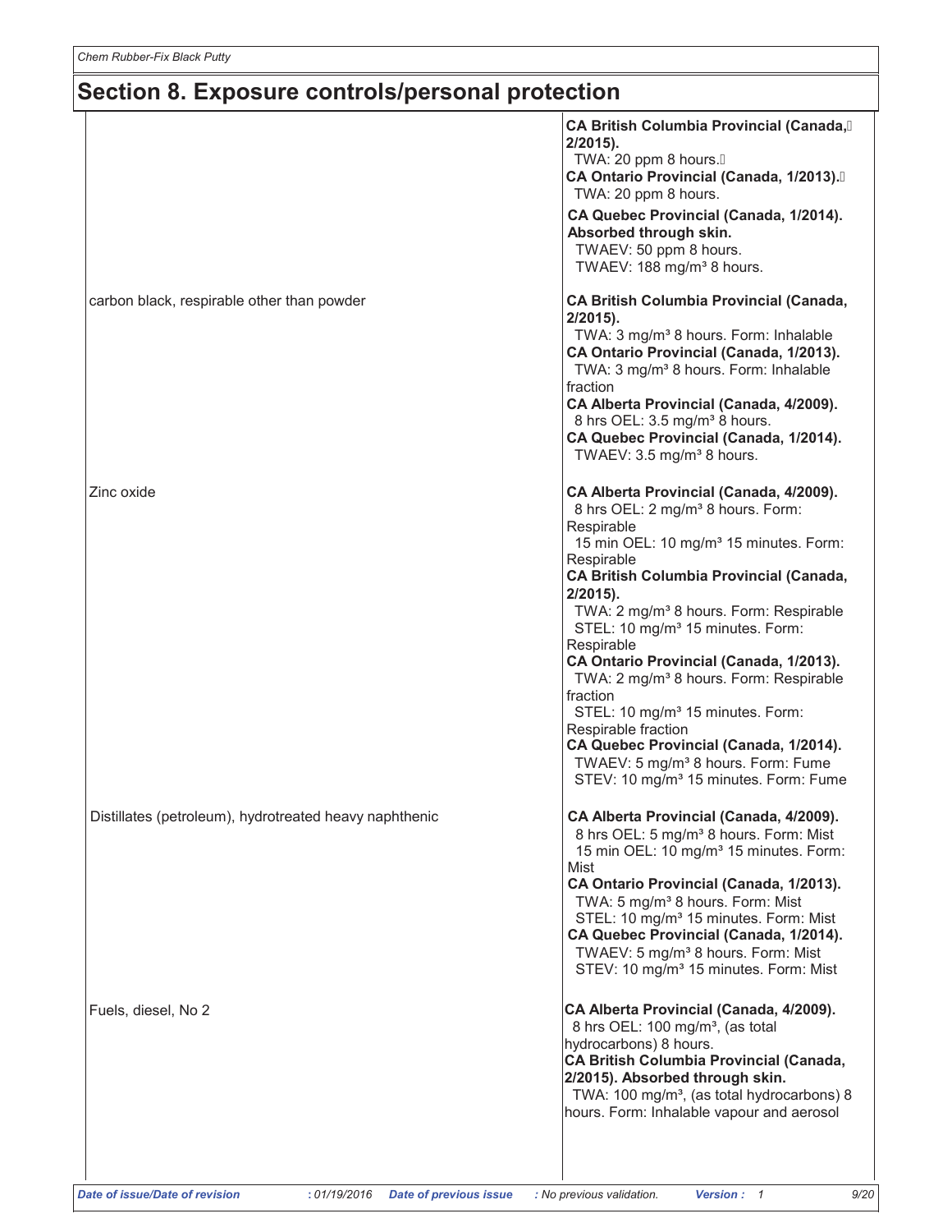## Section 8. Exposure controls/personal protection

| | |
|---|---|
| | **CA British Columbia Provincial (Canada, 2/2015).**<br>TWA: 20 ppm 8 hours.<br>**CA Ontario Provincial (Canada, 1/2013).**<br>TWA: 20 ppm 8 hours.<br>**CA Quebec Provincial (Canada, 1/2014). Absorbed through skin.**<br>TWAEV: 50 ppm 8 hours.<br>TWAEV: 188 mg/m³ 8 hours. |
| carbon black, respirable other than powder | **CA British Columbia Provincial (Canada, 2/2015).**<br>TWA: 3 mg/m³ 8 hours. Form: Inhalable<br>**CA Ontario Provincial (Canada, 1/2013).**<br>TWA: 3 mg/m³ 8 hours. Form: Inhalable fraction<br>**CA Alberta Provincial (Canada, 4/2009).**<br>8 hrs OEL: 3.5 mg/m³ 8 hours.<br>**CA Quebec Provincial (Canada, 1/2014).**<br>TWAEV: 3.5 mg/m³ 8 hours. |
| Zinc oxide | **CA Alberta Provincial (Canada, 4/2009).**<br>8 hrs OEL: 2 mg/m³ 8 hours. Form: Respirable<br>15 min OEL: 10 mg/m³ 15 minutes. Form: Respirable<br>**CA British Columbia Provincial (Canada, 2/2015).**<br>TWA: 2 mg/m³ 8 hours. Form: Respirable<br>STEL: 10 mg/m³ 15 minutes. Form: Respirable<br>**CA Ontario Provincial (Canada, 1/2013).**<br>TWA: 2 mg/m³ 8 hours. Form: Respirable fraction<br>STEL: 10 mg/m³ 15 minutes. Form: Respirable fraction<br>**CA Quebec Provincial (Canada, 1/2014).**<br>TWAEV: 5 mg/m³ 8 hours. Form: Fume<br>STEV: 10 mg/m³ 15 minutes. Form: Fume |
| Distillates (petroleum), hydrotreated heavy naphthenic | **CA Alberta Provincial (Canada, 4/2009).**<br>8 hrs OEL: 5 mg/m³ 8 hours. Form: Mist<br>15 min OEL: 10 mg/m³ 15 minutes. Form: Mist<br>**CA Ontario Provincial (Canada, 1/2013).**<br>TWA: 5 mg/m³ 8 hours. Form: Mist<br>STEL: 10 mg/m³ 15 minutes. Form: Mist<br>**CA Quebec Provincial (Canada, 1/2014).**<br>TWAEV: 5 mg/m³ 8 hours. Form: Mist<br>STEV: 10 mg/m³ 15 minutes. Form: Mist |
| Fuels, diesel, No 2 | **CA Alberta Provincial (Canada, 4/2009).**<br>8 hrs OEL: 100 mg/m³, (as total hydrocarbons) 8 hours.<br>**CA British Columbia Provincial (Canada, 2/2015). Absorbed through skin.**<br>TWA: 100 mg/m³, (as total hydrocarbons) 8 hours. Form: Inhalable vapour and aerosol |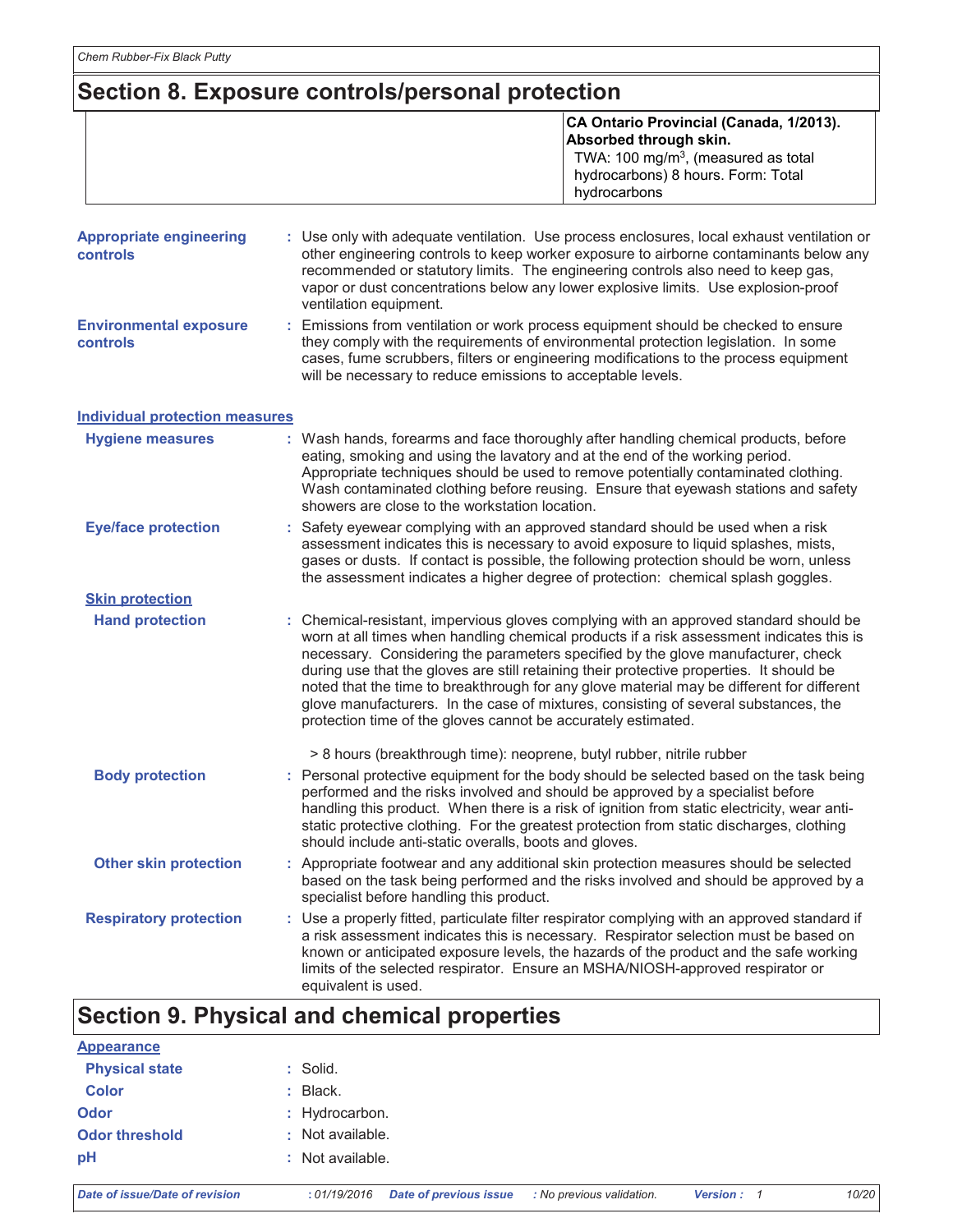## Section 8. Exposure controls/personal protection

| | |
|---|---|
| | **CA Ontario Provincial (Canada, 1/2013). Absorbed through skin.** TWA: 100 mg/m$^3$, (measured as total hydrocarbons) 8 hours. Form: Total hydrocarbons |

**Appropriate engineering controls** : Use only with adequate ventilation. Use process enclosures, local exhaust ventilation or other engineering controls to keep worker exposure to airborne contaminants below any recommended or statutory limits. The engineering controls also need to keep gas, vapor or dust concentrations below any lower explosive limits. Use explosion-proof ventilation equipment.

**Environmental exposure controls** : Emissions from ventilation or work process equipment should be checked to ensure they comply with the requirements of environmental protection legislation. In some cases, fume scrubbers, filters or engineering modifications to the process equipment will be necessary to reduce emissions to acceptable levels.

### Individual protection measures

**Hygiene measures** : Wash hands, forearms and face thoroughly after handling chemical products, before eating, smoking and using the lavatory and at the end of the working period. Appropriate techniques should be used to remove potentially contaminated clothing. Wash contaminated clothing before reusing. Ensure that eyewash stations and safety showers are close to the workstation location.

**Eye/face protection** : Safety eyewear complying with an approved standard should be used when a risk assessment indicates this is necessary to avoid exposure to liquid splashes, mists, gases or dusts. If contact is possible, the following protection should be worn, unless the assessment indicates a higher degree of protection: chemical splash goggles.

**Skin protection**

**Hand protection** : Chemical-resistant, impervious gloves complying with an approved standard should be worn at all times when handling chemical products if a risk assessment indicates this is necessary. Considering the parameters specified by the glove manufacturer, check during use that the gloves are still retaining their protective properties. It should be noted that the time to breakthrough for any glove material may be different for different glove manufacturers. In the case of mixtures, consisting of several substances, the protection time of the gloves cannot be accurately estimated.

> 8 hours (breakthrough time): neoprene, butyl rubber, nitrile rubber

**Body protection** : Personal protective equipment for the body should be selected based on the task being performed and the risks involved and should be approved by a specialist before handling this product. When there is a risk of ignition from static electricity, wear anti-static protective clothing. For the greatest protection from static discharges, clothing should include anti-static overalls, boots and gloves.

**Other skin protection** : Appropriate footwear and any additional skin protection measures should be selected based on the task being performed and the risks involved and should be approved by a specialist before handling this product.

**Respiratory protection** : Use a properly fitted, particulate filter respirator complying with an approved standard if a risk assessment indicates this is necessary. Respirator selection must be based on known or anticipated exposure levels, the hazards of the product and the safe working limits of the selected respirator. Ensure an MSHA/NIOSH-approved respirator or equivalent is used.

## Section 9. Physical and chemical properties

### Appearance

**Physical state** : Solid.

**Color** : Black.

**Odor** : Hydrocarbon.

**Odor threshold** : Not available.

**pH** : Not available.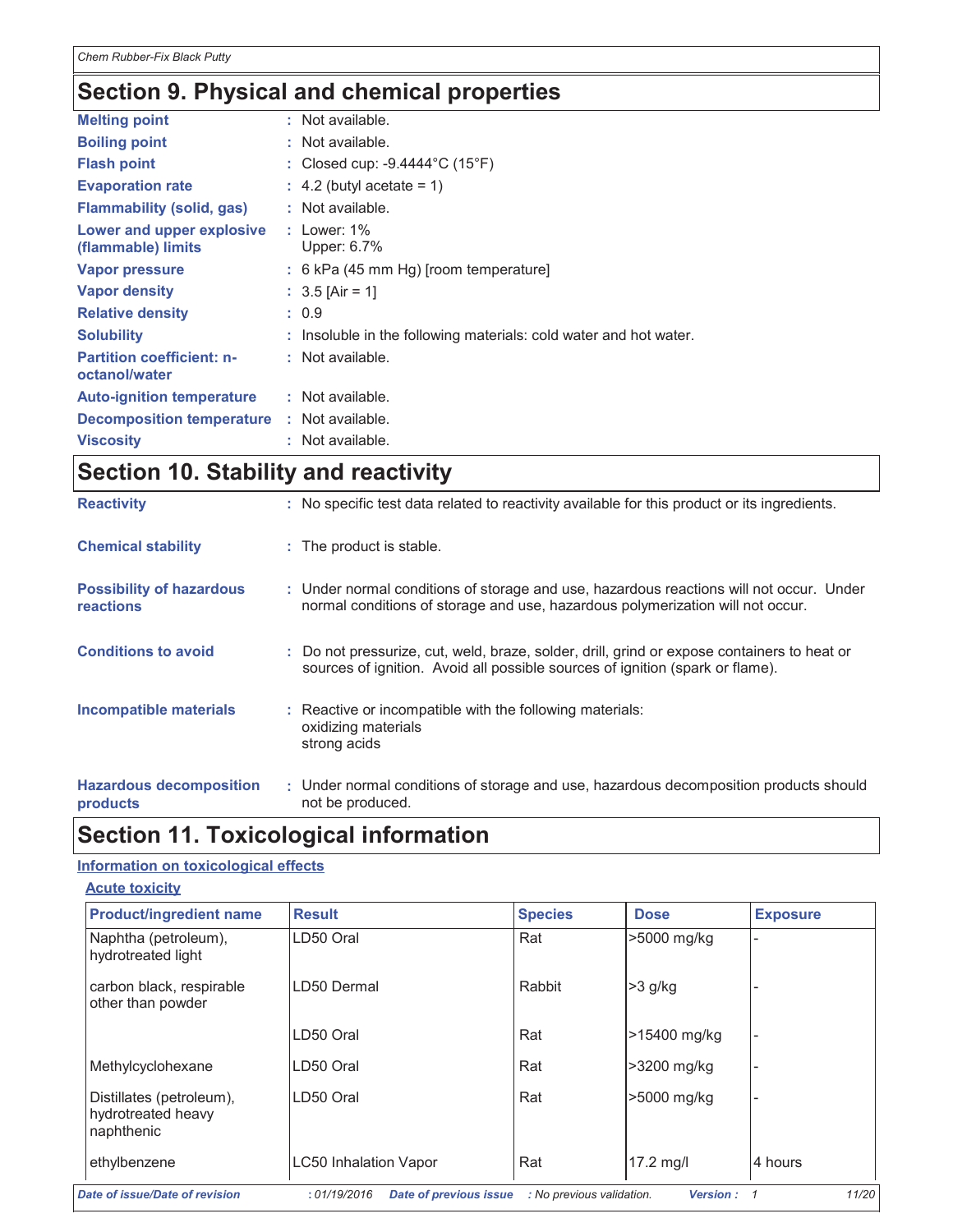## Section 9. Physical and chemical properties

| | |
|---|---|
| **Melting point** | : Not available. |
| **Boiling point** | : Not available. |
| **Flash point** | : Closed cup: -9.4444°C (15°F) |
| **Evaporation rate** | : 4.2 (butyl acetate = 1) |
| **Flammability (solid, gas)** | : Not available. |
| **Lower and upper explosive (flammable) limits** | : Lower: 1%<br>Upper: 6.7% |
| **Vapor pressure** | : 6 kPa (45 mm Hg) [room temperature] |
| **Vapor density** | : 3.5 [Air = 1] |
| **Relative density** | : 0.9 |
| **Solubility** | : Insoluble in the following materials: cold water and hot water. |
| **Partition coefficient: n-octanol/water** | : Not available. |
| **Auto-ignition temperature** | : Not available. |
| **Decomposition temperature** | : Not available. |
| **Viscosity** | : Not available. |

## Section 10. Stability and reactivity

| | |
|---|---|
| **Reactivity** | : No specific test data related to reactivity available for this product or its ingredients. |
| **Chemical stability** | : The product is stable. |
| **Possibility of hazardous reactions** | : Under normal conditions of storage and use, hazardous reactions will not occur. Under normal conditions of storage and use, hazardous polymerization will not occur. |
| **Conditions to avoid** | : Do not pressurize, cut, weld, braze, solder, drill, grind or expose containers to heat or sources of ignition. Avoid all possible sources of ignition (spark or flame). |
| **Incompatible materials** | : Reactive or incompatible with the following materials:<br>oxidizing materials<br>strong acids |
| **Hazardous decomposition products** | : Under normal conditions of storage and use, hazardous decomposition products should not be produced. |

## Section 11. Toxicological information

### Information on toxicological effects

#### Acute toxicity

| Product/ingredient name | Result | Species | Dose | Exposure |
|---|---|---|---|---|
| Naphtha (petroleum), hydrotreated light | LD50 Oral | Rat | >5000 mg/kg | - |
| carbon black, respirable other than powder | LD50 Dermal | Rabbit | >3 g/kg | - |
| | LD50 Oral | Rat | >15400 mg/kg | - |
| Methylcyclohexane | LD50 Oral | Rat | >3200 mg/kg | - |
| Distillates (petroleum), hydrotreated heavy naphthenic | LD50 Oral | Rat | >5000 mg/kg | - |
| ethylbenzene | LC50 Inhalation Vapor | Rat | 17.2 mg/l | 4 hours |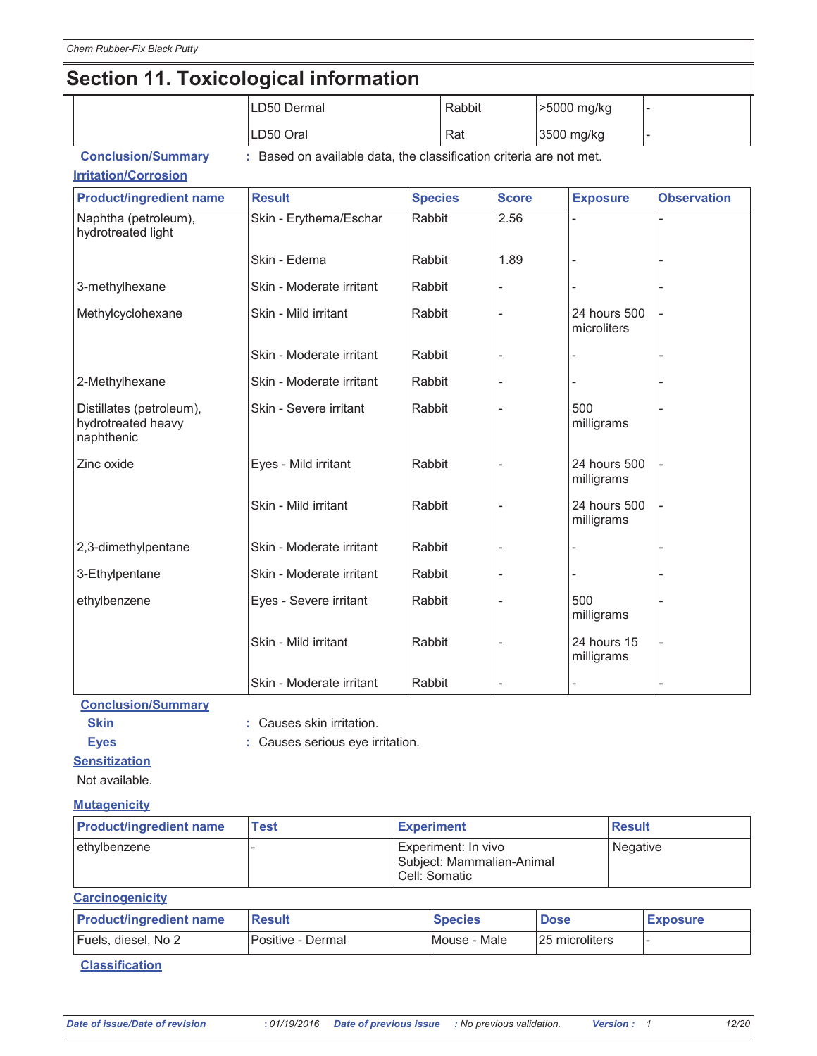## Section 11. Toxicological information

| | | | | |
|---|---|---|---|---|
| | LD50 Dermal | Rabbit | >5000 mg/kg | - |
| | LD50 Oral | Rat | 3500 mg/kg | - |

**Conclusion/Summary** : Based on available data, the classification criteria are not met.

**Irritation/Corrosion**

| Product/ingredient name | Result | Species | Score | Exposure | Observation |
|---|---|---|---|---|---|
| Naphtha (petroleum), hydrotreated light | Skin - Erythema/Eschar | Rabbit | 2.56 | - | - |
| | Skin - Edema | Rabbit | 1.89 | - | - |
| 3-methylhexane | Skin - Moderate irritant | Rabbit | - | - | - |
| Methylcyclohexane | Skin - Mild irritant | Rabbit | - | 24 hours 500 microliters | - |
| | Skin - Moderate irritant | Rabbit | - | - | - |
| 2-Methylhexane | Skin - Moderate irritant | Rabbit | - | - | - |
| Distillates (petroleum), hydrotreated heavy naphthenic | Skin - Severe irritant | Rabbit | - | 500 milligrams | - |
| Zinc oxide | Eyes - Mild irritant | Rabbit | - | 24 hours 500 milligrams | - |
| | Skin - Mild irritant | Rabbit | - | 24 hours 500 milligrams | - |
| 2,3-dimethylpentane | Skin - Moderate irritant | Rabbit | - | - | - |
| 3-Ethylpentane | Skin - Moderate irritant | Rabbit | - | - | - |
| ethylbenzene | Eyes - Severe irritant | Rabbit | - | 500 milligrams | - |
| | Skin - Mild irritant | Rabbit | - | 24 hours 15 milligrams | - |
| | Skin - Moderate irritant | Rabbit | - | - | - |

**Conclusion/Summary**

**Skin** : Causes skin irritation.

**Eyes** : Causes serious eye irritation.

**Sensitization**

Not available.

**Mutagenicity**

| Product/ingredient name | Test | Experiment | Result |
|---|---|---|---|
| ethylbenzene | - | Experiment: In vivo<br>Subject: Mammalian-Animal<br>Cell: Somatic | Negative |

**Carcinogenicity**

| Product/ingredient name | Result | Species | Dose | Exposure |
|---|---|---|---|---|
| Fuels, diesel, No 2 | Positive - Dermal | Mouse - Male | 25 microliters | - |

**Classification**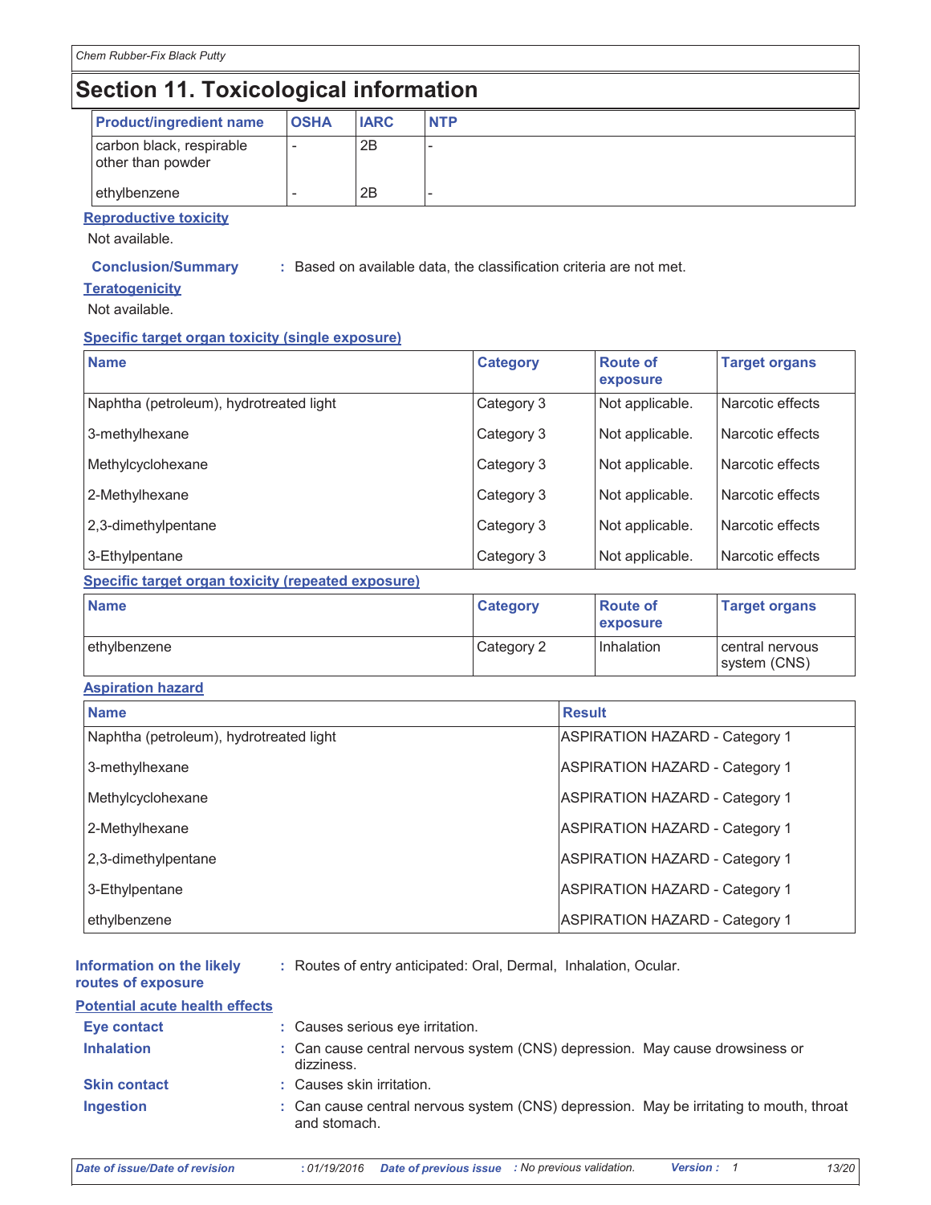## Section 11. Toxicological information

| Product/ingredient name | OSHA | IARC | NTP |
|---|---|---|---|
| carbon black, respirable other than powder | - | 2B | - |
| ethylbenzene | - | 2B | - |

**Reproductive toxicity**

Not available.

**Conclusion/Summary** : Based on available data, the classification criteria are not met.

**Teratogenicity**

Not available.

**Specific target organ toxicity (single exposure)**

| Name | Category | Route of exposure | Target organs |
|---|---|---|---|
| Naphtha (petroleum), hydrotreated light | Category 3 | Not applicable. | Narcotic effects |
| 3-methylhexane | Category 3 | Not applicable. | Narcotic effects |
| Methylcyclohexane | Category 3 | Not applicable. | Narcotic effects |
| 2-Methylhexane | Category 3 | Not applicable. | Narcotic effects |
| 2,3-dimethylpentane | Category 3 | Not applicable. | Narcotic effects |
| 3-Ethylpentane | Category 3 | Not applicable. | Narcotic effects |

**Specific target organ toxicity (repeated exposure)**

| Name | Category | Route of exposure | Target organs |
|---|---|---|---|
| ethylbenzene | Category 2 | Inhalation | central nervous system (CNS) |

**Aspiration hazard**

| Name | Result |
|---|---|
| Naphtha (petroleum), hydrotreated light | ASPIRATION HAZARD - Category 1 |
| 3-methylhexane | ASPIRATION HAZARD - Category 1 |
| Methylcyclohexane | ASPIRATION HAZARD - Category 1 |
| 2-Methylhexane | ASPIRATION HAZARD - Category 1 |
| 2,3-dimethylpentane | ASPIRATION HAZARD - Category 1 |
| 3-Ethylpentane | ASPIRATION HAZARD - Category 1 |
| ethylbenzene | ASPIRATION HAZARD - Category 1 |

**Information on the likely routes of exposure** : Routes of entry anticipated: Oral, Dermal, Inhalation, Ocular.

**Potential acute health effects**

**Eye contact** : Causes serious eye irritation.

**Inhalation** : Can cause central nervous system (CNS) depression. May cause drowsiness or dizziness.

**Skin contact** : Causes skin irritation.

**Ingestion** : Can cause central nervous system (CNS) depression. May be irritating to mouth, throat and stomach.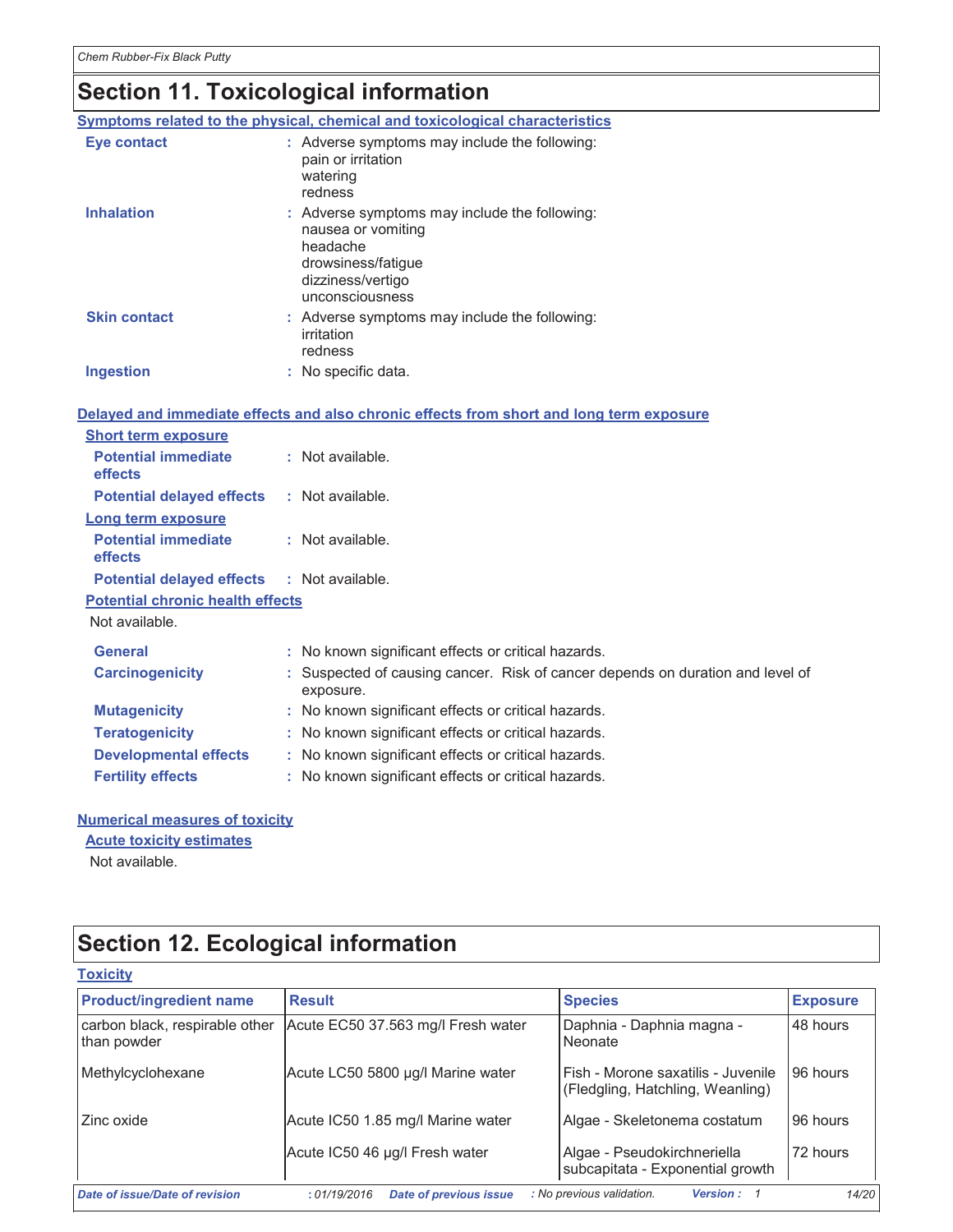## Section 11. Toxicological information

### Symptoms related to the physical, chemical and toxicological characteristics

**Eye contact** : Adverse symptoms may include the following:
pain or irritation
watering
redness

**Inhalation** : Adverse symptoms may include the following:
nausea or vomiting
headache
drowsiness/fatigue
dizziness/vertigo
unconsciousness

**Skin contact** : Adverse symptoms may include the following:
irritation
redness

**Ingestion** : No specific data.

### Delayed and immediate effects and also chronic effects from short and long term exposure

**Short term exposure**

**Potential immediate effects** : Not available.

**Potential delayed effects** : Not available.

**Long term exposure**

**Potential immediate effects** : Not available.

**Potential delayed effects** : Not available.

**Potential chronic health effects**

Not available.

**General** : No known significant effects or critical hazards.

**Carcinogenicity** : Suspected of causing cancer. Risk of cancer depends on duration and level of exposure.

**Mutagenicity** : No known significant effects or critical hazards.

**Teratogenicity** : No known significant effects or critical hazards.

**Developmental effects** : No known significant effects or critical hazards.

**Fertility effects** : No known significant effects or critical hazards.

### Numerical measures of toxicity

**Acute toxicity estimates**

Not available.

## Section 12. Ecological information

### Toxicity

| Product/ingredient name | Result | Species | Exposure |
|---|---|---|---|
| carbon black, respirable other than powder | Acute EC50 37.563 mg/l Fresh water | Daphnia - Daphnia magna - Neonate | 48 hours |
| Methylcyclohexane | Acute LC50 5800 µg/l Marine water | Fish - Morone saxatilis - Juvenile (Fledgling, Hatchling, Weanling) | 96 hours |
| Zinc oxide | Acute IC50 1.85 mg/l Marine water | Algae - Skeletonema costatum | 96 hours |
| | Acute IC50 46 µg/l Fresh water | Algae - Pseudokirchneriella subcapitata - Exponential growth | 72 hours |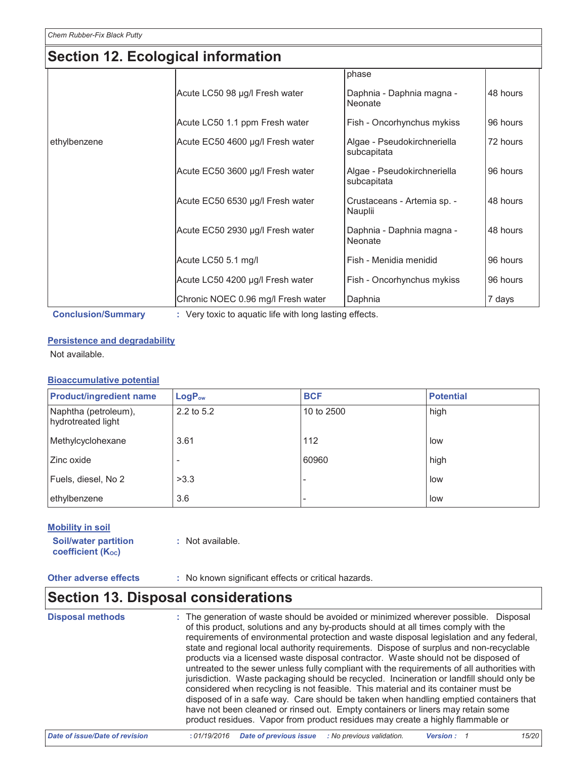## Section 12. Ecological information

| | | | |
|---|---|---|---|
| | | phase | |
| | Acute LC50 98 µg/l Fresh water | Daphnia - Daphnia magna - Neonate | 48 hours |
| | Acute LC50 1.1 ppm Fresh water | Fish - Oncorhynchus mykiss | 96 hours |
| ethylbenzene | Acute EC50 4600 µg/l Fresh water | Algae - Pseudokirchneriella subcapitata | 72 hours |
| | Acute EC50 3600 µg/l Fresh water | Algae - Pseudokirchneriella subcapitata | 96 hours |
| | Acute EC50 6530 µg/l Fresh water | Crustaceans - Artemia sp. - Nauplii | 48 hours |
| | Acute EC50 2930 µg/l Fresh water | Daphnia - Daphnia magna - Neonate | 48 hours |
| | Acute LC50 5.1 mg/l | Fish - Menidia menidid | 96 hours |
| | Acute LC50 4200 µg/l Fresh water | Fish - Oncorhynchus mykiss | 96 hours |
| | Chronic NOEC 0.96 mg/l Fresh water | Daphnia | 7 days |

**Conclusion/Summary** : Very toxic to aquatic life with long lasting effects.

### Persistence and degradability

Not available.

### Bioaccumulative potential

| Product/ingredient name | $LogP_{ow}$ | BCF | Potential |
|---|---|---|---|
| Naphtha (petroleum), hydrotreated light | 2.2 to 5.2 | 10 to 2500 | high |
| Methylcyclohexane | 3.61 | 112 | low |
| Zinc oxide | - | 60960 | high |
| Fuels, diesel, No 2 | >3.3 | - | low |
| ethylbenzene | 3.6 | - | low |

### Mobility in soil

**Soil/water partition coefficient ($K_{OC}$)** : Not available.

**Other adverse effects** : No known significant effects or critical hazards.

## Section 13. Disposal considerations

**Disposal methods** : The generation of waste should be avoided or minimized wherever possible. Disposal of this product, solutions and any by-products should at all times comply with the requirements of environmental protection and waste disposal legislation and any federal, state and regional local authority requirements. Dispose of surplus and non-recyclable products via a licensed waste disposal contractor. Waste should not be disposed of untreated to the sewer unless fully compliant with the requirements of all authorities with jurisdiction. Waste packaging should be recycled. Incineration or landfill should only be considered when recycling is not feasible. This material and its container must be disposed of in a safe way. Care should be taken when handling emptied containers that have not been cleaned or rinsed out. Empty containers or liners may retain some product residues. Vapor from product residues may create a highly flammable or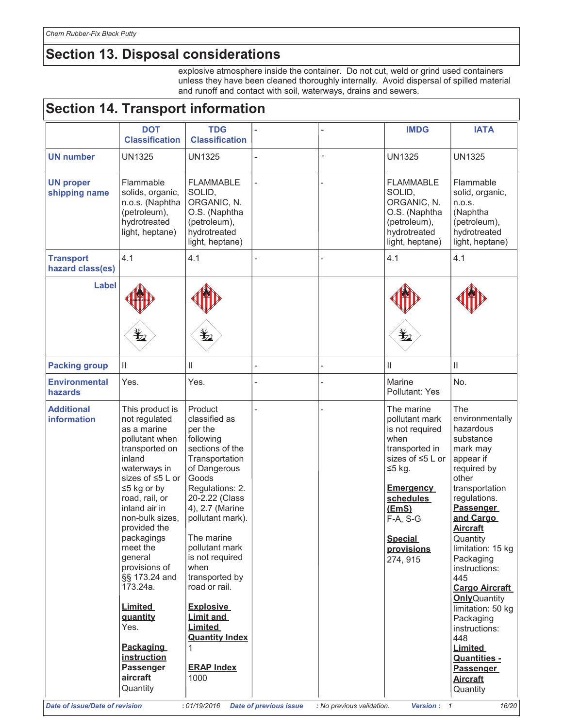## Section 13. Disposal considerations

explosive atmosphere inside the container. Do not cut, weld or grind used containers unless they have been cleaned thoroughly internally. Avoid dispersal of spilled material and runoff and contact with soil, waterways, drains and sewers.

## Section 14. Transport information

| | DOT Classification | TDG Classification | - | - | IMDG | IATA |
|---|---|---|---|---|---|---|
| **UN number** | UN1325 | UN1325 | - | - | UN1325 | UN1325 |
| **UN proper shipping name** | Flammable solids, organic, n.o.s. (Naphtha (petroleum), hydrotreated light, heptane) | FLAMMABLE SOLID, ORGANIC, N. O.S. (Naphtha (petroleum), hydrotreated light, heptane) | - | - | FLAMMABLE SOLID, ORGANIC, N. O.S. (Naphtha (petroleum), hydrotreated light, heptane) | Flammable solid, organic, n.o.s. (Naphtha (petroleum), hydrotreated light, heptane) |
| **Transport hazard class(es)** | 4.1 | 4.1 | - | - | 4.1 | 4.1 |
| **Label** | | | | | | |
| **Packing group** | II | II | - | - | II | II |
| **Environmental hazards** | Yes. | Yes. | - | - | Marine Pollutant: Yes | No. |
| **Additional information** | This product is not regulated as a marine pollutant when transported on inland waterways in sizes of ≤5 L or ≤5 kg or by road, rail, or inland air in non-bulk sizes, provided the packagings meet the general provisions of §§ 173.24 and 173.24a.<br><br>**Limited quantity** Yes.<br><br>**Packaging instruction** **Passenger aircraft** Quantity | Product classified as per the following sections of the Transportation of Dangerous Goods Regulations: 2. 20-2.22 (Class 4), 2.7 (Marine pollutant mark).<br><br>The marine pollutant mark is not required when transported by road or rail.<br><br>**Explosive Limit and Limited Quantity Index** 1<br><br>**ERAP Index** 1000 | - | - | The marine pollutant mark is not required when transported in sizes of ≤5 L or ≤5 kg.<br><br>**Emergency schedules (EmS)** F-A, S-G<br><br>**Special provisions** 274, 915 | The environmentally hazardous substance mark may appear if required by other transportation regulations.<br>**Passenger and Cargo Aircraft** Quantity limitation: 15 kg Packaging instructions: 445<br>**Cargo Aircraft Only** Quantity limitation: 50 kg Packaging instructions: 448<br>**Limited Quantities - Passenger Aircraft** Quantity |

**Date of issue/Date of revision** : 01/19/2016 **Date of previous issue** : No previous validation. **Version** : 1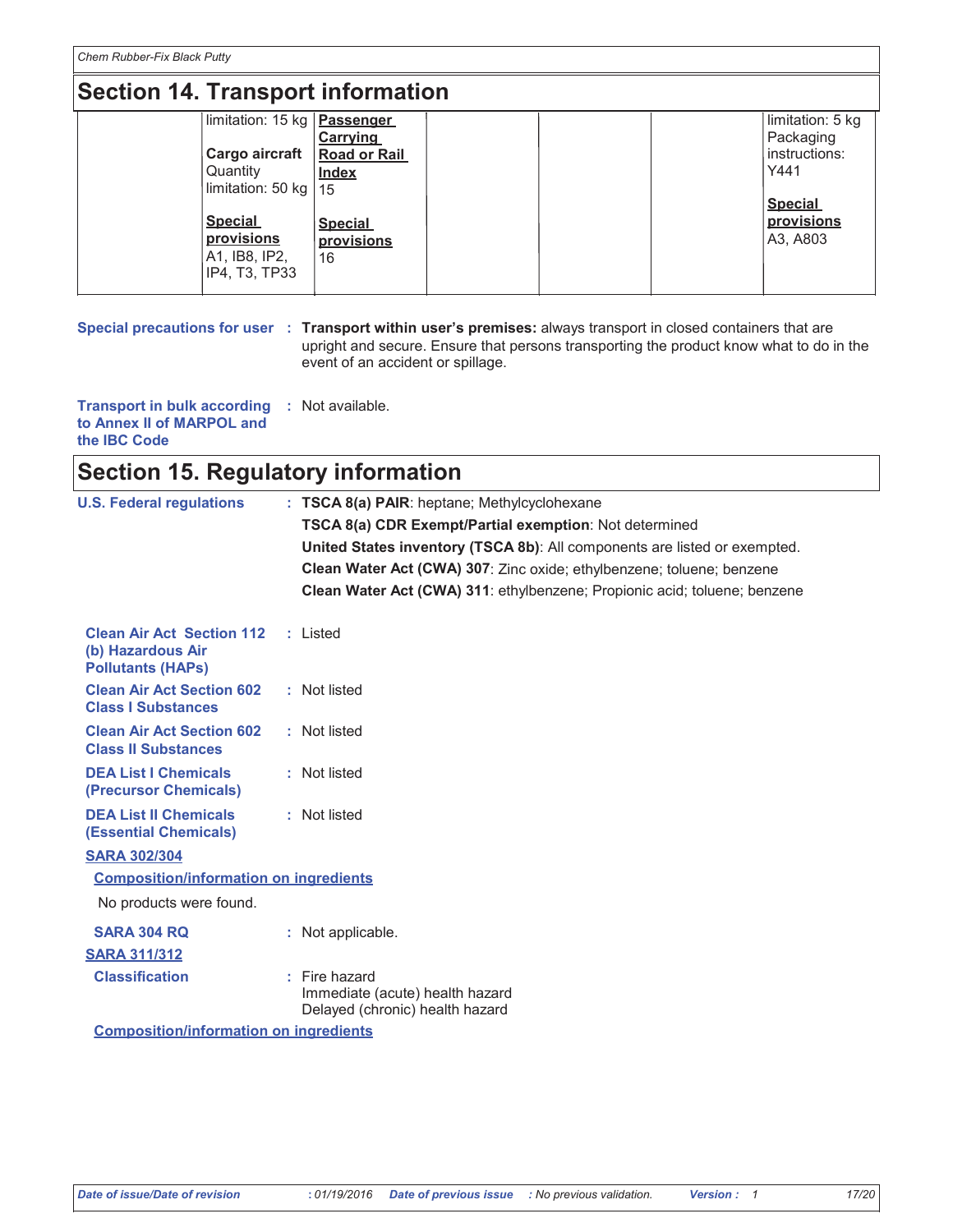## Section 14. Transport information

| | | | | | | |
|---|---|---|---|---|---|---|
| | limitation: 15 kg<br><br>**Cargo aircraft** Quantity limitation: 50 kg<br><br>**Special provisions** A1, IB8, IP2, IP4, T3, TP33 | **Passenger Carrying Road or Rail Index** 15<br><br>**Special provisions** 16 | | | | limitation: 5 kg Packaging instructions: Y441<br><br>**Special provisions** A3, A803 |

**Special precautions for user** : **Transport within user's premises:** always transport in closed containers that are upright and secure. Ensure that persons transporting the product know what to do in the event of an accident or spillage.

**Transport in bulk according to Annex II of MARPOL and the IBC Code** : Not available.

## Section 15. Regulatory information

**U.S. Federal regulations** : **TSCA 8(a) PAIR**: heptane; Methylcyclohexane

**TSCA 8(a) CDR Exempt/Partial exemption**: Not determined

**United States inventory (TSCA 8b)**: All components are listed or exempted.

**Clean Water Act (CWA) 307**: Zinc oxide; ethylbenzene; toluene; benzene

**Clean Water Act (CWA) 311**: ethylbenzene; Propionic acid; toluene; benzene

**Clean Air Act Section 112 (b) Hazardous Air Pollutants (HAPs)** : Listed

**Clean Air Act Section 602 Class I Substances** : Not listed

**Clean Air Act Section 602 Class II Substances** : Not listed

**DEA List I Chemicals (Precursor Chemicals)** : Not listed

**DEA List II Chemicals (Essential Chemicals)** : Not listed

**SARA 302/304**

**Composition/information on ingredients**

No products were found.

**SARA 304 RQ** : Not applicable.

**SARA 311/312**

**Classification** : Fire hazard
Immediate (acute) health hazard
Delayed (chronic) health hazard

**Composition/information on ingredients**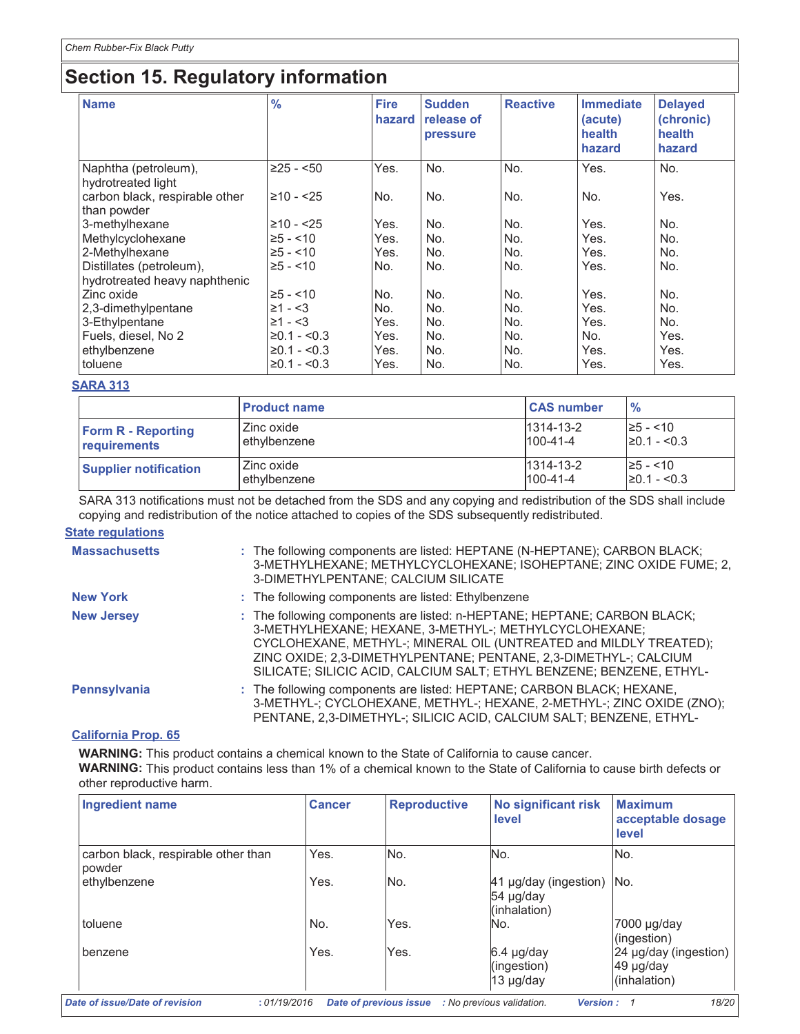## Section 15. Regulatory information

| Name | % | Fire hazard | Sudden release of pressure | Reactive | Immediate (acute) health hazard | Delayed (chronic) health hazard |
|---|---|---|---|---|---|---|
| Naphtha (petroleum), hydrotreated light | ≥25 - <50 | Yes. | No. | No. | Yes. | No. |
| carbon black, respirable other than powder | ≥10 - <25 | No. | No. | No. | No. | Yes. |
| 3-methylhexane | ≥10 - <25 | Yes. | No. | No. | Yes. | No. |
| Methylcyclohexane | ≥5 - <10 | Yes. | No. | No. | Yes. | No. |
| 2-Methylhexane | ≥5 - <10 | Yes. | No. | No. | Yes. | No. |
| Distillates (petroleum), hydrotreated heavy naphthenic | ≥5 - <10 | No. | No. | No. | Yes. | No. |
| Zinc oxide | ≥5 - <10 | No. | No. | No. | Yes. | No. |
| 2,3-dimethylpentane | ≥1 - <3 | No. | No. | No. | Yes. | No. |
| 3-Ethylpentane | ≥1 - <3 | Yes. | No. | No. | Yes. | No. |
| Fuels, diesel, No 2 | ≥0.1 - <0.3 | Yes. | No. | No. | No. | Yes. |
| ethylbenzene | ≥0.1 - <0.3 | Yes. | No. | No. | Yes. | Yes. |
| toluene | ≥0.1 - <0.3 | Yes. | No. | No. | Yes. | Yes. |

**SARA 313**

| | Product name | CAS number | % |
|---|---|---|---|
| **Form R - Reporting requirements** | Zinc oxide<br>ethylbenzene | 1314-13-2<br>100-41-4 | ≥5 - <10<br>≥0.1 - <0.3 |
| **Supplier notification** | Zinc oxide<br>ethylbenzene | 1314-13-2<br>100-41-4 | ≥5 - <10<br>≥0.1 - <0.3 |

SARA 313 notifications must not be detached from the SDS and any copying and redistribution of the SDS shall include copying and redistribution of the notice attached to copies of the SDS subsequently redistributed.

**State regulations**

**Massachusetts** : The following components are listed: HEPTANE (N-HEPTANE); CARBON BLACK; 3-METHYLHEXANE; METHYLCYCLOHEXANE; ISOHEPTANE; ZINC OXIDE FUME; 2, 3-DIMETHYLPENTANE; CALCIUM SILICATE

**New York** : The following components are listed: Ethylbenzene

**New Jersey** : The following components are listed: n-HEPTANE; HEPTANE; CARBON BLACK; 3-METHYLHEXANE; HEXANE, 3-METHYL-; METHYLCYCLOHEXANE; CYCLOHEXANE, METHYL-; MINERAL OIL (UNTREATED and MILDLY TREATED); ZINC OXIDE; 2,3-DIMETHYLPENTANE; PENTANE, 2,3-DIMETHYL-; CALCIUM SILICATE; SILICIC ACID, CALCIUM SALT; ETHYL BENZENE; BENZENE, ETHYL-

**Pennsylvania** : The following components are listed: HEPTANE; CARBON BLACK; HEXANE, 3-METHYL-; CYCLOHEXANE, METHYL-; HEXANE, 2-METHYL-; ZINC OXIDE (ZNO); PENTANE, 2,3-DIMETHYL-; SILICIC ACID, CALCIUM SALT; BENZENE, ETHYL-

**California Prop. 65**

**WARNING:** This product contains a chemical known to the State of California to cause cancer.
**WARNING:** This product contains less than 1% of a chemical known to the State of California to cause birth defects or other reproductive harm.

| Ingredient name | Cancer | Reproductive | No significant risk level | Maximum acceptable dosage level |
|---|---|---|---|---|
| carbon black, respirable other than powder | Yes. | No. | No. | No. |
| ethylbenzene | Yes. | No. | 41 µg/day (ingestion)<br>54 µg/day (inhalation) | No. |
| toluene | No. | Yes. | No. | 7000 µg/day (ingestion) |
| benzene | Yes. | Yes. | 6.4 µg/day (ingestion)<br>13 µg/day | 24 µg/day (ingestion)<br>49 µg/day (inhalation) |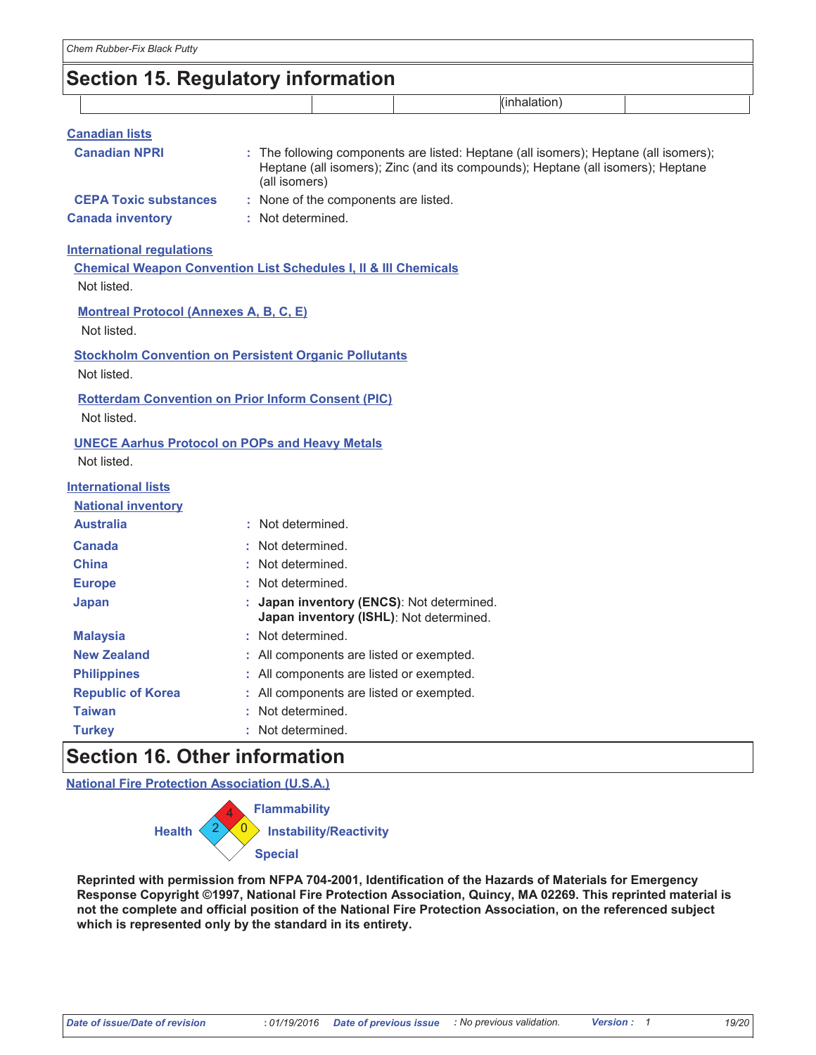## Section 15. Regulatory information

| | | | (inhalation) | |
|---|---|---|---|---|

**Canadian lists**

**Canadian NPRI** : The following components are listed: Heptane (all isomers); Heptane (all isomers); Heptane (all isomers); Zinc (and its compounds); Heptane (all isomers); Heptane (all isomers)

**CEPA Toxic substances** : None of the components are listed.

**Canada inventory** : Not determined.

**International regulations**

**Chemical Weapon Convention List Schedules I, II & III Chemicals**

Not listed.

**Montreal Protocol (Annexes A, B, C, E)**

Not listed.

**Stockholm Convention on Persistent Organic Pollutants**

Not listed.

**Rotterdam Convention on Prior Inform Consent (PIC)**

Not listed.

**UNECE Aarhus Protocol on POPs and Heavy Metals**

Not listed.

**International lists**

**National inventory**

**Australia** : Not determined.

**Canada** : Not determined.

**China** : Not determined.

**Europe** : Not determined.

**Japan** : **Japan inventory (ENCS)**: Not determined.
**Japan inventory (ISHL)**: Not determined.

**Malaysia** : Not determined.

**New Zealand** : All components are listed or exempted.

**Philippines** : All components are listed or exempted.

**Republic of Korea** : All components are listed or exempted.

**Taiwan** : Not determined.

**Turkey** : Not determined.

## Section 16. Other information

**National Fire Protection Association (U.S.A.)**

Health: 2
Flammability: 4
Instability/Reactivity: 0
Special

**Reprinted with permission from NFPA 704-2001, Identification of the Hazards of Materials for Emergency Response Copyright ©1997, National Fire Protection Association, Quincy, MA 02269. This reprinted material is not the complete and official position of the National Fire Protection Association, on the referenced subject which is represented only by the standard in its entirety.**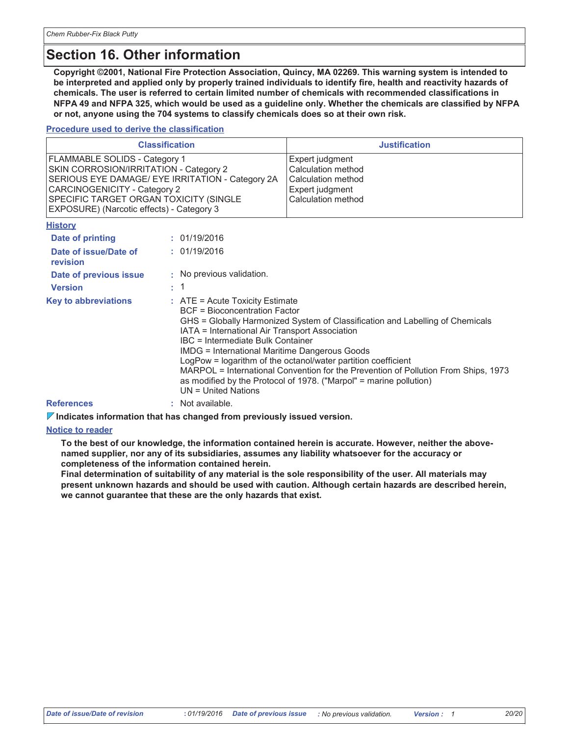# Section 16. Other information

**Copyright ©2001, National Fire Protection Association, Quincy, MA 02269. This warning system is intended to be interpreted and applied only by properly trained individuals to identify fire, health and reactivity hazards of chemicals. The user is referred to certain limited number of chemicals with recommended classifications in NFPA 49 and NFPA 325, which would be used as a guideline only. Whether the chemicals are classified by NFPA or not, anyone using the 704 systems to classify chemicals does so at their own risk.**

**Procedure used to derive the classification**

| Classification | Justification |
| --- | --- |
| FLAMMABLE SOLIDS - Category 1 | Expert judgment |
| SKIN CORROSION/IRRITATION - Category 2 | Calculation method |
| SERIOUS EYE DAMAGE/ EYE IRRITATION - Category 2A | Calculation method |
| CARCINOGENICITY - Category 2 | Expert judgment |
| SPECIFIC TARGET ORGAN TOXICITY (SINGLE EXPOSURE) (Narcotic effects) - Category 3 | Calculation method |

**History**

**Date of printing** : 01/19/2016

**Date of issue/Date of revision** : 01/19/2016

**Date of previous issue** : No previous validation.

**Version** : 1

**Key to abbreviations** : ATE = Acute Toxicity Estimate
BCF = Bioconcentration Factor
GHS = Globally Harmonized System of Classification and Labelling of Chemicals
IATA = International Air Transport Association
IBC = Intermediate Bulk Container
IMDG = International Maritime Dangerous Goods
LogPow = logarithm of the octanol/water partition coefficient
MARPOL = International Convention for the Prevention of Pollution From Ships, 1973 as modified by the Protocol of 1978. ("Marpol" = marine pollution)
UN = United Nations

**References** : Not available.

**Indicates information that has changed from previously issued version.**

**Notice to reader**

**To the best of our knowledge, the information contained herein is accurate. However, neither the above-named supplier, nor any of its subsidiaries, assumes any liability whatsoever for the accuracy or completeness of the information contained herein.**
**Final determination of suitability of any material is the sole responsibility of the user. All materials may present unknown hazards and should be used with caution. Although certain hazards are described herein, we cannot guarantee that these are the only hazards that exist.**